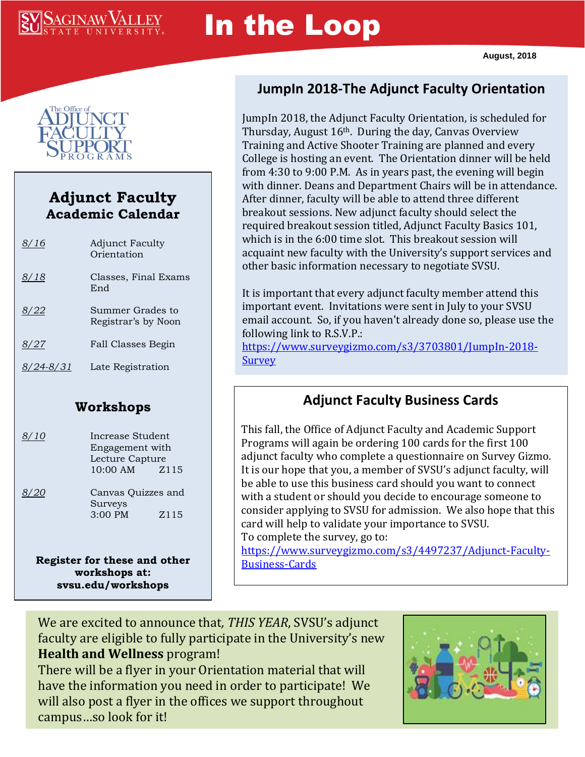# In the Loop

August, 2018

The Office of Adjunct Faculty Support Programs

## Adjunct Faculty Academic Calendar

| | |
|---|---|
| 8/16 | Adjunct Faculty Orientation |
| 8/18 | Classes, Final Exams End |
| 8/22 | Summer Grades to Registrar's by Noon |
| 8/27 | Fall Classes Begin |
| 8/24-8/31 | Late Registration |

### Workshops

| | |
|---|---|
| 8/10 | Increase Student Engagement with Lecture Capture 10:00 AM Z115 |
| 8/20 | Canvas Quizzes and Surveys 3:00 PM Z115 |

**Register for these and other workshops at: svsu.edu/workshops**

## JumpIn 2018-The Adjunct Faculty Orientation

JumpIn 2018, the Adjunct Faculty Orientation, is scheduled for Thursday, August 16th. During the day, Canvas Overview Training and Active Shooter Training are planned and every College is hosting an event. The Orientation dinner will be held from 4:30 to 9:00 P.M. As in years past, the evening will begin with dinner. Deans and Department Chairs will be in attendance. After dinner, faculty will be able to attend three different breakout sessions. New adjunct faculty should select the required breakout session titled, Adjunct Faculty Basics 101, which is in the 6:00 time slot. This breakout session will acquaint new faculty with the University's support services and other basic information necessary to negotiate SVSU.

It is important that every adjunct faculty member attend this important event. Invitations were sent in July to your SVSU email account. So, if you haven't already done so, please use the following link to R.S.V.P.: https://www.surveygizmo.com/s3/3703801/JumpIn-2018-Survey

## Adjunct Faculty Business Cards

This fall, the Office of Adjunct Faculty and Academic Support Programs will again be ordering 100 cards for the first 100 adjunct faculty who complete a questionnaire on Survey Gizmo. It is our hope that you, a member of SVSU's adjunct faculty, will be able to use this business card should you want to connect with a student or should you decide to encourage someone to consider applying to SVSU for admission. We also hope that this card will help to validate your importance to SVSU.
To complete the survey, go to:
https://www.surveygizmo.com/s3/4497237/Adjunct-Faculty-Business-Cards

We are excited to announce that, *THIS YEAR*, SVSU's adjunct faculty are eligible to fully participate in the University's new **Health and Wellness** program!
There will be a flyer in your Orientation material that will have the information you need in order to participate! We will also post a flyer in the offices we support throughout campus…so look for it!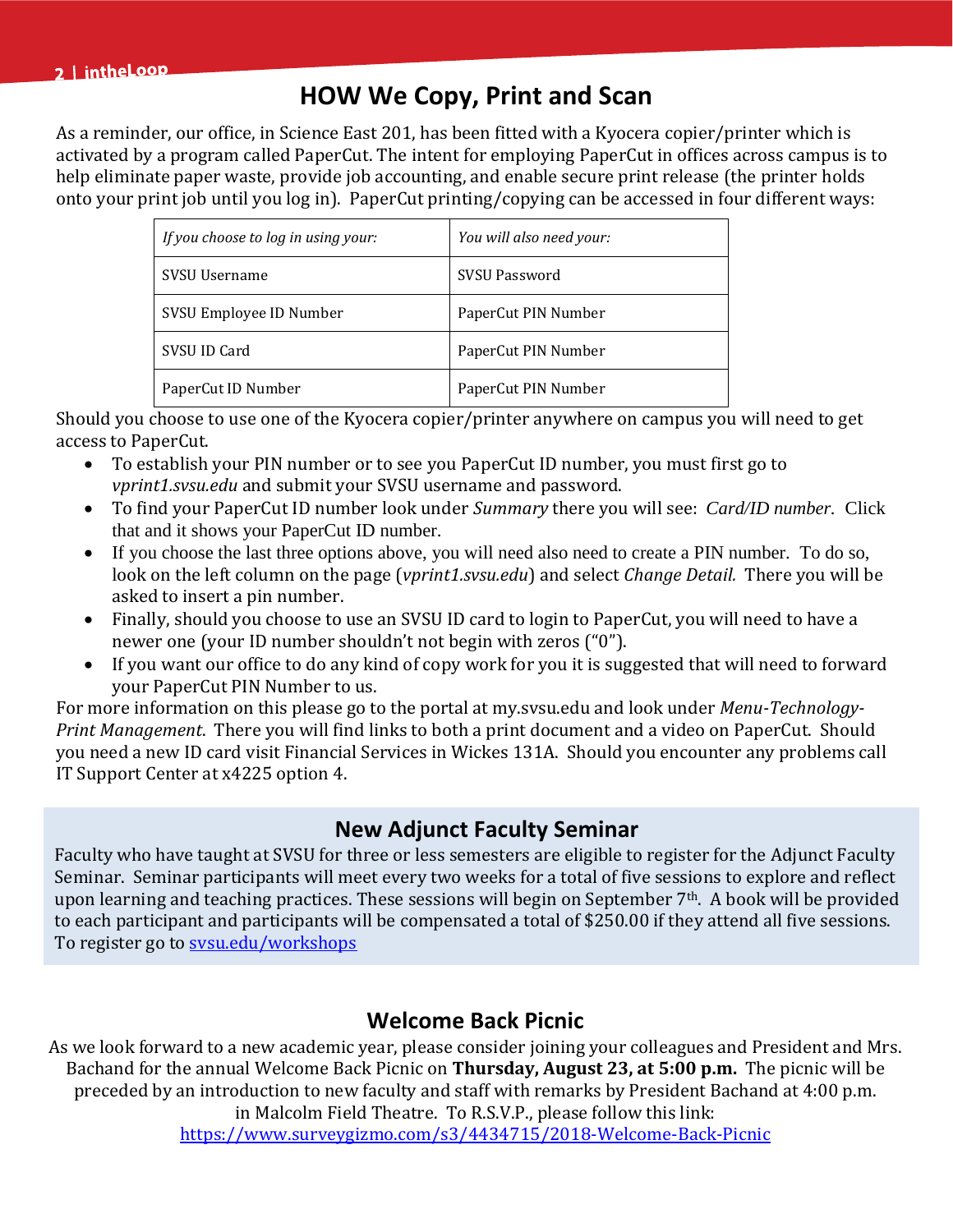## HOW We Copy, Print and Scan

As a reminder, our office, in Science East 201, has been fitted with a Kyocera copier/printer which is activated by a program called PaperCut. The intent for employing PaperCut in offices across campus is to help eliminate paper waste, provide job accounting, and enable secure print release (the printer holds onto your print job until you log in). PaperCut printing/copying can be accessed in four different ways:

| *If you choose to log in using your:* | *You will also need your:* |
|---|---|
| SVSU Username | SVSU Password |
| SVSU Employee ID Number | PaperCut PIN Number |
| SVSU ID Card | PaperCut PIN Number |
| PaperCut ID Number | PaperCut PIN Number |

Should you choose to use one of the Kyocera copier/printer anywhere on campus you will need to get access to PaperCut.

- To establish your PIN number or to see you PaperCut ID number, you must first go to *vprint1.svsu.edu* and submit your SVSU username and password.
- To find your PaperCut ID number look under *Summary* there you will see: *Card/ID number*. Click that and it shows your PaperCut ID number.
- If you choose the last three options above, you will need also need to create a PIN number. To do so, look on the left column on the page (*vprint1.svsu.edu*) and select *Change Detail.* There you will be asked to insert a pin number.
- Finally, should you choose to use an SVSU ID card to login to PaperCut, you will need to have a newer one (your ID number shouldn't not begin with zeros ("0").
- If you want our office to do any kind of copy work for you it is suggested that will need to forward your PaperCut PIN Number to us.

For more information on this please go to the portal at my.svsu.edu and look under *Menu-Technology-Print Management*. There you will find links to both a print document and a video on PaperCut. Should you need a new ID card visit Financial Services in Wickes 131A. Should you encounter any problems call IT Support Center at x4225 option 4.

## New Adjunct Faculty Seminar

Faculty who have taught at SVSU for three or less semesters are eligible to register for the Adjunct Faculty Seminar. Seminar participants will meet every two weeks for a total of five sessions to explore and reflect upon learning and teaching practices. These sessions will begin on September 7th. A book will be provided to each participant and participants will be compensated a total of $250.00 if they attend all five sessions. To register go to [svsu.edu/workshops](svsu.edu/workshops)

## Welcome Back Picnic

As we look forward to a new academic year, please consider joining your colleagues and President and Mrs. Bachand for the annual Welcome Back Picnic on **Thursday, August 23, at 5:00 p.m.** The picnic will be preceded by an introduction to new faculty and staff with remarks by President Bachand at 4:00 p.m. in Malcolm Field Theatre. To R.S.V.P., please follow this link:
https://www.surveygizmo.com/s3/4434715/2018-Welcome-Back-Picnic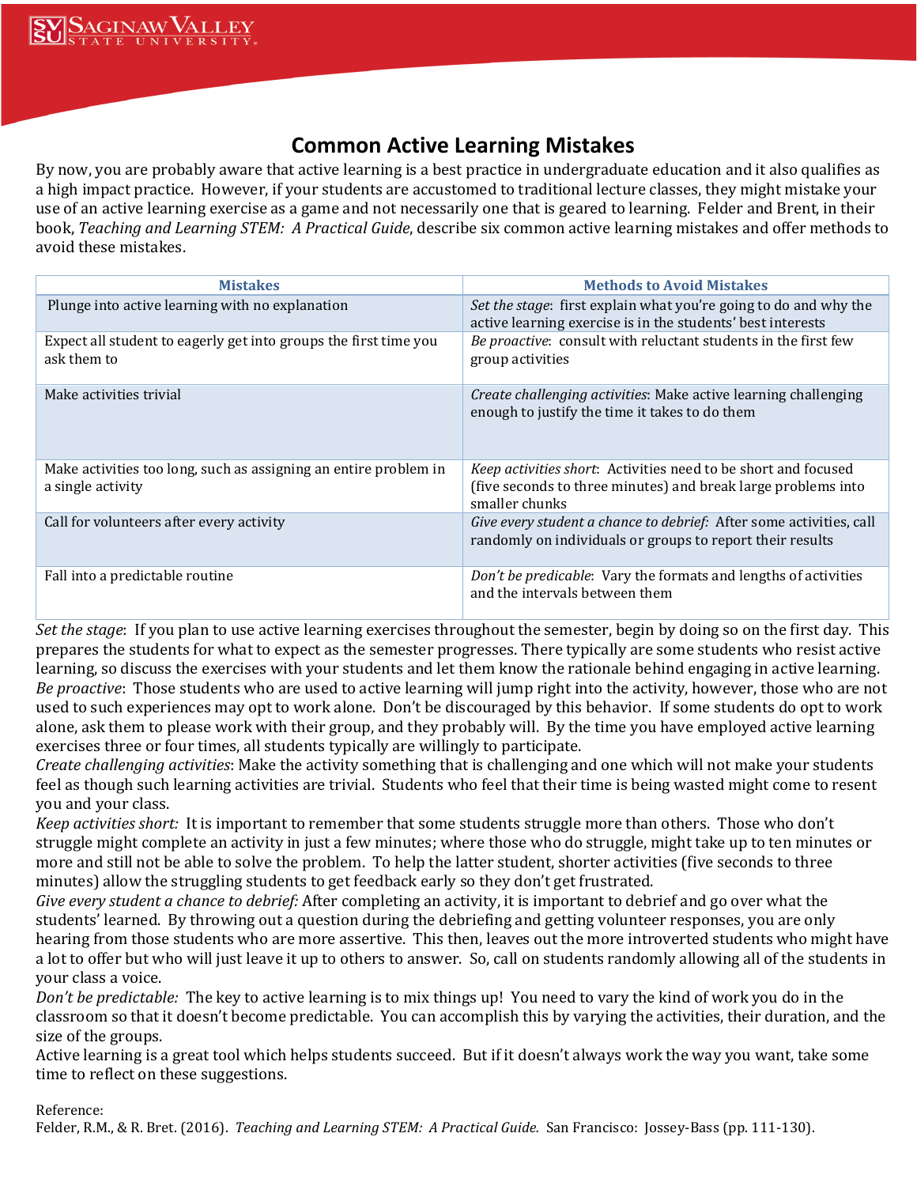# Common Active Learning Mistakes

By now, you are probably aware that active learning is a best practice in undergraduate education and it also qualifies as a high impact practice. However, if your students are accustomed to traditional lecture classes, they might mistake your use of an active learning exercise as a game and not necessarily one that is geared to learning. Felder and Brent, in their book, *Teaching and Learning STEM: A Practical Guide*, describe six common active learning mistakes and offer methods to avoid these mistakes.

| Mistakes | Methods to Avoid Mistakes |
|---|---|
| Plunge into active learning with no explanation | *Set the stage*: first explain what you're going to do and why the active learning exercise is in the students' best interests |
| Expect all student to eagerly get into groups the first time you ask them to | *Be proactive*: consult with reluctant students in the first few group activities |
| Make activities trivial | *Create challenging activities*: Make active learning challenging enough to justify the time it takes to do them |
| Make activities too long, such as assigning an entire problem in a single activity | *Keep activities short*: Activities need to be short and focused (five seconds to three minutes) and break large problems into smaller chunks |
| Call for volunteers after every activity | *Give every student a chance to debrief:* After some activities, call randomly on individuals or groups to report their results |
| Fall into a predictable routine | *Don't be predicable*: Vary the formats and lengths of activities and the intervals between them |

*Set the stage*: If you plan to use active learning exercises throughout the semester, begin by doing so on the first day. This prepares the students for what to expect as the semester progresses. There typically are some students who resist active learning, so discuss the exercises with your students and let them know the rationale behind engaging in active learning.
*Be proactive*: Those students who are used to active learning will jump right into the activity, however, those who are not used to such experiences may opt to work alone. Don't be discouraged by this behavior. If some students do opt to work alone, ask them to please work with their group, and they probably will. By the time you have employed active learning exercises three or four times, all students typically are willingly to participate.
*Create challenging activities*: Make the activity something that is challenging and one which will not make your students feel as though such learning activities are trivial. Students who feel that their time is being wasted might come to resent you and your class.
*Keep activities short:* It is important to remember that some students struggle more than others. Those who don't struggle might complete an activity in just a few minutes; where those who do struggle, might take up to ten minutes or more and still not be able to solve the problem. To help the latter student, shorter activities (five seconds to three minutes) allow the struggling students to get feedback early so they don't get frustrated.
*Give every student a chance to debrief:* After completing an activity, it is important to debrief and go over what the students' learned. By throwing out a question during the debriefing and getting volunteer responses, you are only hearing from those students who are more assertive. This then, leaves out the more introverted students who might have a lot to offer but who will just leave it up to others to answer. So, call on students randomly allowing all of the students in your class a voice.
*Don't be predictable:* The key to active learning is to mix things up! You need to vary the kind of work you do in the classroom so that it doesn't become predictable. You can accomplish this by varying the activities, their duration, and the size of the groups.
Active learning is a great tool which helps students succeed. But if it doesn't always work the way you want, take some time to reflect on these suggestions.

Reference:
Felder, R.M., & R. Bret. (2016). *Teaching and Learning STEM: A Practical Guide.* San Francisco: Jossey-Bass (pp. 111-130).